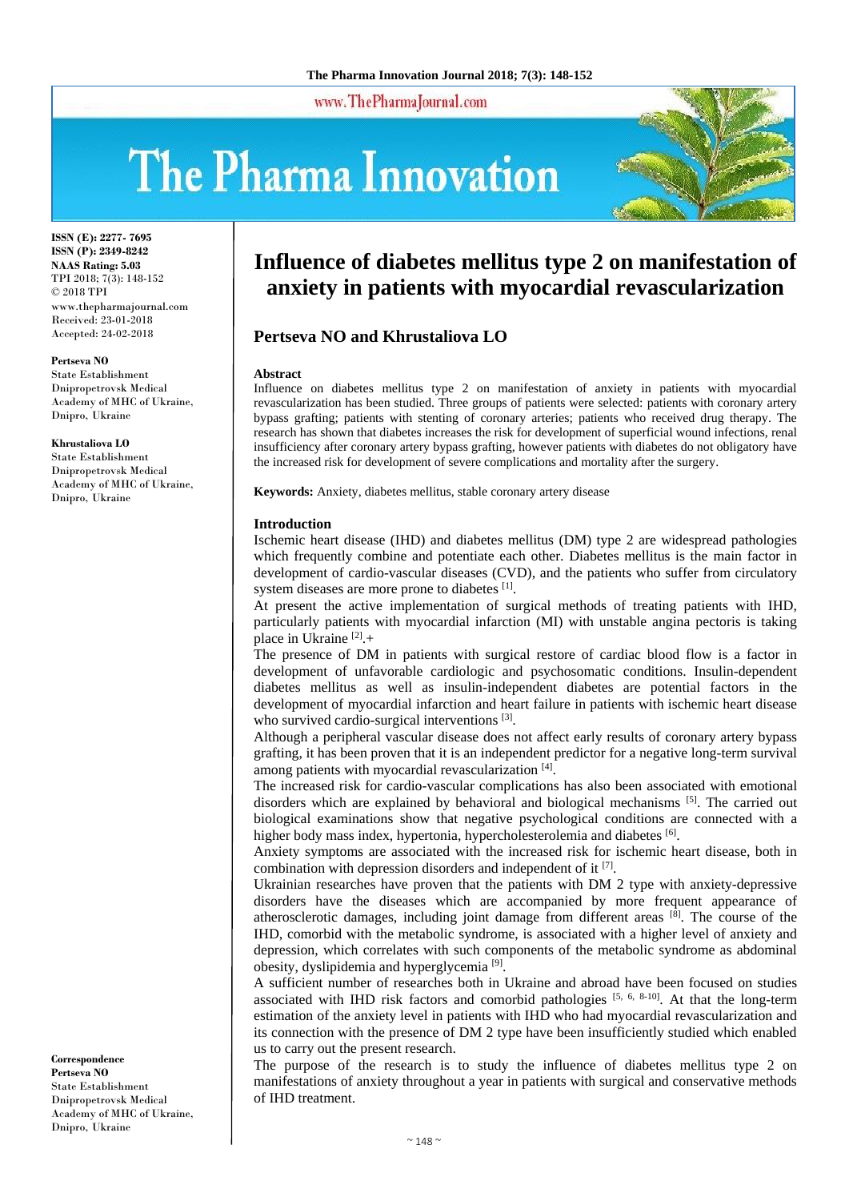# Influence of diabetes mellitus type 2 on manifestation of anxiety in patients with myocardial revascularization

**Pertseva NO and Khrustaliova LO**

ISSN (E): 2277- 7695
ISSN (P): 2349-8242
NAAS Rating: 5.03
TPI 2018; 7(3): 148-152
© 2018 TPI
www.thepharmajournal.com
Received: 23-01-2018
Accepted: 24-02-2018

**Pertseva NO**
State Establishment Dnipropetrovsk Medical Academy of MHC of Ukraine, Dnipro, Ukraine

**Khrustaliova LO**
State Establishment Dnipropetrovsk Medical Academy of MHC of Ukraine, Dnipro, Ukraine

**Correspondence**
**Pertseva NO**
State Establishment Dnipropetrovsk Medical Academy of MHC of Ukraine, Dnipro, Ukraine

### Abstract

Influence on diabetes mellitus type 2 on manifestation of anxiety in patients with myocardial revascularization has been studied. Three groups of patients were selected: patients with coronary artery bypass grafting; patients with stenting of coronary arteries; patients who received drug therapy. The research has shown that diabetes increases the risk for development of superficial wound infections, renal insufficiency after coronary artery bypass grafting, however patients with diabetes do not obligatory have the increased risk for development of severe complications and mortality after the surgery.

**Keywords:** Anxiety, diabetes mellitus, stable coronary artery disease

### Introduction

Ischemic heart disease (IHD) and diabetes mellitus (DM) type 2 are widespread pathologies which frequently combine and potentiate each other. Diabetes mellitus is the main factor in development of cardio-vascular diseases (CVD), and the patients who suffer from circulatory system diseases are more prone to diabetes [1].

At present the active implementation of surgical methods of treating patients with IHD, particularly patients with myocardial infarction (MI) with unstable angina pectoris is taking place in Ukraine [2].+

The presence of DM in patients with surgical restore of cardiac blood flow is a factor in development of unfavorable cardiologic and psychosomatic conditions. Insulin-dependent diabetes mellitus as well as insulin-independent diabetes are potential factors in the development of myocardial infarction and heart failure in patients with ischemic heart disease who survived cardio-surgical interventions [3].

Although a peripheral vascular disease does not affect early results of coronary artery bypass grafting, it has been proven that it is an independent predictor for a negative long-term survival among patients with myocardial revascularization [4].

The increased risk for cardio-vascular complications has also been associated with emotional disorders which are explained by behavioral and biological mechanisms [5]. The carried out biological examinations show that negative psychological conditions are connected with a higher body mass index, hypertonia, hypercholesterolemia and diabetes [6].

Anxiety symptoms are associated with the increased risk for ischemic heart disease, both in combination with depression disorders and independent of it [7].

Ukrainian researches have proven that the patients with DM 2 type with anxiety-depressive disorders have the diseases which are accompanied by more frequent appearance of atherosclerotic damages, including joint damage from different areas [8]. The course of the IHD, comorbid with the metabolic syndrome, is associated with a higher level of anxiety and depression, which correlates with such components of the metabolic syndrome as abdominal obesity, dyslipidemia and hyperglycemia [9].

A sufficient number of researches both in Ukraine and abroad have been focused on studies associated with IHD risk factors and comorbid pathologies [5, 6, 8-10]. At that the long-term estimation of the anxiety level in patients with IHD who had myocardial revascularization and its connection with the presence of DM 2 type have been insufficiently studied which enabled us to carry out the present research.

The purpose of the research is to study the influence of diabetes mellitus type 2 on manifestations of anxiety throughout a year in patients with surgical and conservative methods of IHD treatment.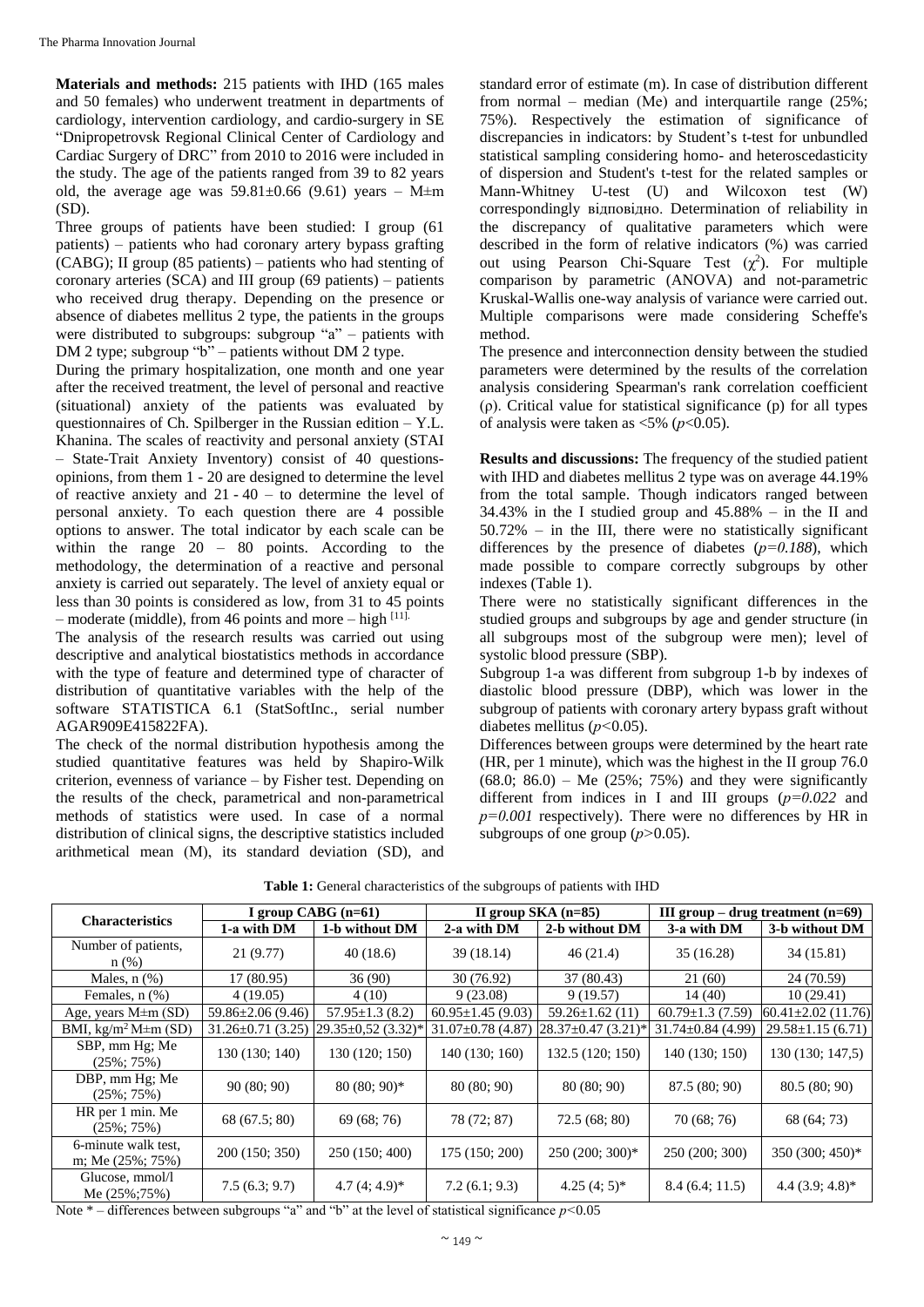**Materials and methods:** 215 patients with IHD (165 males and 50 females) who underwent treatment in departments of cardiology, intervention cardiology, and cardio-surgery in SE "Dnipropetrovsk Regional Clinical Center of Cardiology and Cardiac Surgery of DRC" from 2010 to 2016 were included in the study. The age of the patients ranged from 39 to 82 years old, the average age was 59.81±0.66 (9.61) years – M±m (SD).

Three groups of patients have been studied: I group (61 patients) – patients who had coronary artery bypass grafting (CABG); II group (85 patients) – patients who had stenting of coronary arteries (SCA) and III group (69 patients) – patients who received drug therapy. Depending on the presence or absence of diabetes mellitus 2 type, the patients in the groups were distributed to subgroups: subgroup "a" – patients with DM 2 type; subgroup "b" – patients without DM 2 type.

During the primary hospitalization, one month and one year after the received treatment, the level of personal and reactive (situational) anxiety of the patients was evaluated by questionnaires of Ch. Spilberger in the Russian edition – Y.L. Khanina. The scales of reactivity and personal anxiety (STAI – State-Trait Anxiety Inventory) consist of 40 questions-opinions, from them 1 - 20 are designed to determine the level of reactive anxiety and 21 - 40 – to determine the level of personal anxiety. To each question there are 4 possible options to answer. The total indicator by each scale can be within the range 20 – 80 points. According to the methodology, the determination of a reactive and personal anxiety is carried out separately. The level of anxiety equal or less than 30 points is considered as low, from 31 to 45 points – moderate (middle), from 46 points and more – high [11].

The analysis of the research results was carried out using descriptive and analytical biostatistics methods in accordance with the type of feature and determined type of character of distribution of quantitative variables with the help of the software STATISTICA 6.1 (StatSoftInc., serial number AGAR909E415822FA).

The check of the normal distribution hypothesis among the studied quantitative features was held by Shapiro-Wilk criterion, evenness of variance – by Fisher test. Depending on the results of the check, parametrical and non-parametrical methods of statistics were used. In case of a normal distribution of clinical signs, the descriptive statistics included arithmetical mean (M), its standard deviation (SD), and standard error of estimate (m). In case of distribution different from normal – median (Me) and interquartile range (25%; 75%). Respectively the estimation of significance of discrepancies in indicators: by Student's t-test for unbundled statistical sampling considering homo- and heteroscedasticity of dispersion and Student's t-test for the related samples or Mann-Whitney U-test (U) and Wilcoxon test (W) correspondingly відповідно. Determination of reliability in the discrepancy of qualitative parameters which were described in the form of relative indicators (%) was carried out using Pearson Chi-Square Test ($\chi^2$). For multiple comparison by parametric (ANOVA) and not-parametric Kruskal-Wallis one-way analysis of variance were carried out. Multiple comparisons were made considering Scheffe's method.

The presence and interconnection density between the studied parameters were determined by the results of the correlation analysis considering Spearman's rank correlation coefficient (ρ). Critical value for statistical significance (p) for all types of analysis were taken as <5% ($p<0.05$).

**Results and discussions:** The frequency of the studied patient with IHD and diabetes mellitus 2 type was on average 44.19% from the total sample. Though indicators ranged between 34.43% in the I studied group and 45.88% – in the II and 50.72% – in the III, there were no statistically significant differences by the presence of diabetes (*p=0.188*), which made possible to compare correctly subgroups by other indexes (Table 1).

There were no statistically significant differences in the studied groups and subgroups by age and gender structure (in all subgroups most of the subgroup were men); level of systolic blood pressure (SBP).

Subgroup 1-a was different from subgroup 1-b by indexes of diastolic blood pressure (DBP), which was lower in the subgroup of patients with coronary artery bypass graft without diabetes mellitus ($p<0.05$).

Differences between groups were determined by the heart rate (HR, per 1 minute), which was the highest in the II group 76.0 (68.0; 86.0) – Me (25%; 75%) and they were significantly different from indices in I and III groups (*p=0.022* and *p=0.001* respectively). There were no differences by HR in subgroups of one group ($p>0.05$).

**Table 1:** General characteristics of the subgroups of patients with IHD

| Characteristics | I group CABG (n=61) | | II group SKA (n=85) | | III group – drug treatment (n=69) | |
|---|---|---|---|---|---|---|
| | 1-a with DM | 1-b without DM | 2-a with DM | 2-b without DM | 3-a with DM | 3-b without DM |
| Number of patients, n (%) | 21 (9.77) | 40 (18.6) | 39 (18.14) | 46 (21.4) | 35 (16.28) | 34 (15.81) |
| Males, n (%) | 17 (80.95) | 36 (90) | 30 (76.92) | 37 (80.43) | 21 (60) | 24 (70.59) |
| Females, n (%) | 4 (19.05) | 4 (10) | 9 (23.08) | 9 (19.57) | 14 (40) | 10 (29.41) |
| Age, years M±m (SD) | 59.86±2.06 (9.46) | 57.95±1.3 (8.2) | 60.95±1.45 (9.03) | 59.26±1.62 (11) | 60.79±1.3 (7.59) | 60.41±2.02 (11.76) |
| BMI, kg/m² M±m (SD) | 31.26±0.71 (3.25) | 29.35±0,52 (3.32)* | 31.07±0.78 (4.87) | 28.37±0.47 (3.21)* | 31.74±0.84 (4.99) | 29.58±1.15 (6.71) |
| SBP, mm Hg; Me (25%; 75%) | 130 (130; 140) | 130 (120; 150) | 140 (130; 160) | 132.5 (120; 150) | 140 (130; 150) | 130 (130; 147,5) |
| DBP, mm Hg; Me (25%; 75%) | 90 (80; 90) | 80 (80; 90)* | 80 (80; 90) | 80 (80; 90) | 87.5 (80; 90) | 80.5 (80; 90) |
| HR per 1 min. Me (25%; 75%) | 68 (67.5; 80) | 69 (68; 76) | 78 (72; 87) | 72.5 (68; 80) | 70 (68; 76) | 68 (64; 73) |
| 6-minute walk test, m; Me (25%; 75%) | 200 (150; 350) | 250 (150; 400) | 175 (150; 200) | 250 (200; 300)* | 250 (200; 300) | 350 (300; 450)* |
| Glucose, mmol/l Me (25%;75%) | 7.5 (6.3; 9.7) | 4.7 (4; 4.9)* | 7.2 (6.1; 9.3) | 4.25 (4; 5)* | 8.4 (6.4; 11.5) | 4.4 (3.9; 4.8)* |

Note * – differences between subgroups "a" and "b" at the level of statistical significance $p<0.05$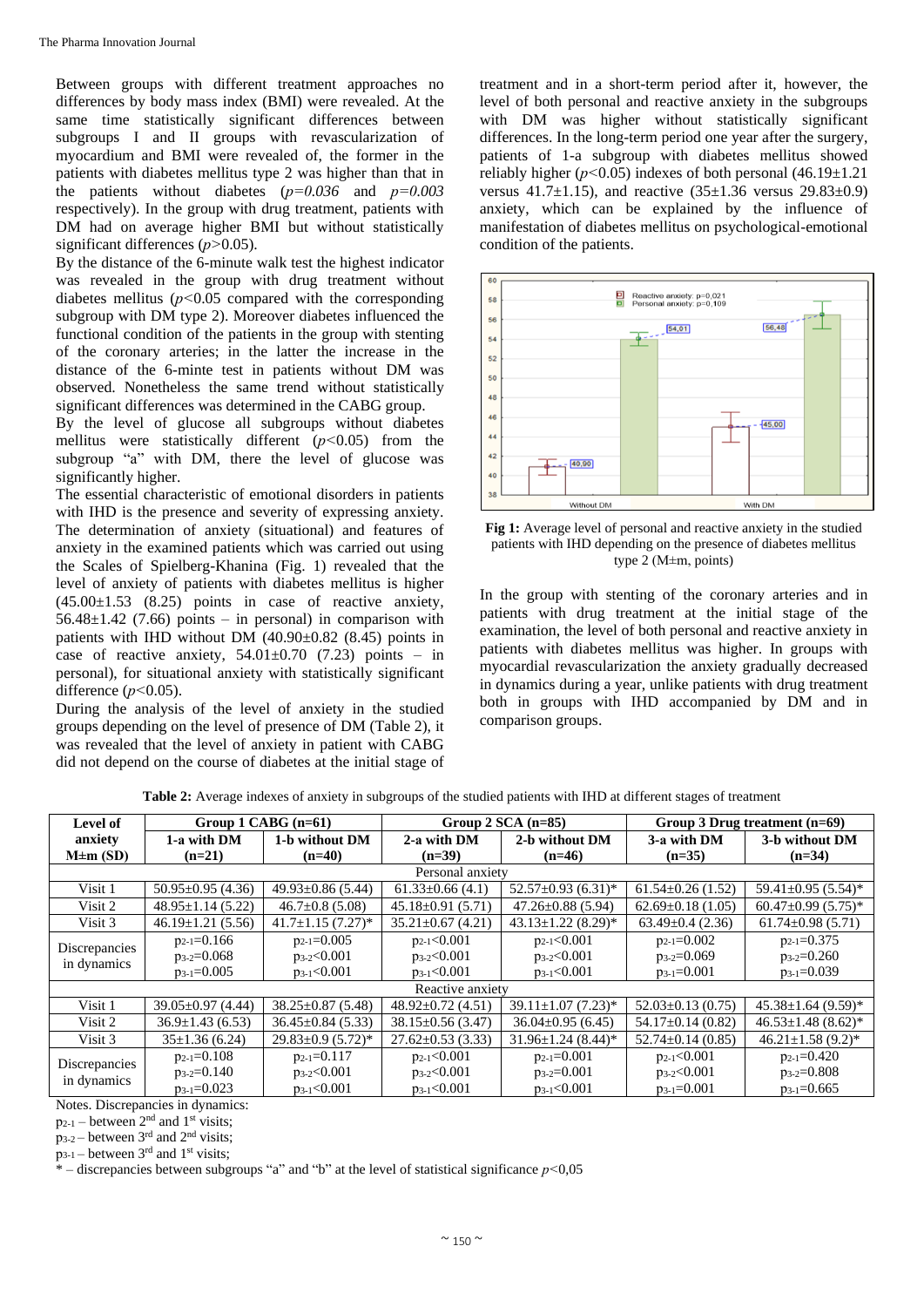Between groups with different treatment approaches no differences by body mass index (BMI) were revealed. At the same time statistically significant differences between subgroups I and II groups with revascularization of myocardium and BMI were revealed of, the former in the patients with diabetes mellitus type 2 was higher than that in the patients without diabetes (*p=0.036* and *p=0.003* respectively). In the group with drug treatment, patients with DM had on average higher BMI but without statistically significant differences ($p>0.05$).

By the distance of the 6-minute walk test the highest indicator was revealed in the group with drug treatment without diabetes mellitus ($p<0.05$ compared with the corresponding subgroup with DM type 2). Moreover diabetes influenced the functional condition of the patients in the group with stenting of the coronary arteries; in the latter the increase in the distance of the 6-minte test in patients without DM was observed. Nonetheless the same trend without statistically significant differences was determined in the CABG group.

By the level of glucose all subgroups without diabetes mellitus were statistically different ($p<0.05$) from the subgroup "a" with DM, there the level of glucose was significantly higher.

The essential characteristic of emotional disorders in patients with IHD is the presence and severity of expressing anxiety. The determination of anxiety (situational) and features of anxiety in the examined patients which was carried out using the Scales of Spielberg-Khanina (Fig. 1) revealed that the level of anxiety of patients with diabetes mellitus is higher (45.00±1.53 (8.25) points in case of reactive anxiety, 56.48±1.42 (7.66) points – in personal) in comparison with patients with IHD without DM (40.90±0.82 (8.45) points in case of reactive anxiety, 54.01±0.70 (7.23) points – in personal), for situational anxiety with statistically significant difference ($p<0.05$).

During the analysis of the level of anxiety in the studied groups depending on the level of presence of DM (Table 2), it was revealed that the level of anxiety in patient with CABG did not depend on the course of diabetes at the initial stage of treatment and in a short-term period after it, however, the level of both personal and reactive anxiety in the subgroups with DM was higher without statistically significant differences. In the long-term period one year after the surgery, patients of 1-a subgroup with diabetes mellitus showed reliably higher ($p<0.05$) indexes of both personal (46.19±1.21 versus 41.7±1.15), and reactive (35±1.36 versus 29.83±0.9) anxiety, which can be explained by the influence of manifestation of diabetes mellitus on psychological-emotional condition of the patients.

**Fig 1:** Average level of personal and reactive anxiety in the studied patients with IHD depending on the presence of diabetes mellitus type 2 (M±m, points)

In the group with stenting of the coronary arteries and in patients with drug treatment at the initial stage of the examination, the level of both personal and reactive anxiety in patients with diabetes mellitus was higher. In groups with myocardial revascularization the anxiety gradually decreased in dynamics during a year, unlike patients with drug treatment both in groups with IHD accompanied by DM and in comparison groups.

**Table 2:** Average indexes of anxiety in subgroups of the studied patients with IHD at different stages of treatment

| Level of anxiety M±m (SD) | Group 1 CABG (n=61) | | Group 2 SCA (n=85) | | Group 3 Drug treatment (n=69) | |
|---|---|---|---|---|---|---|
| | 1-a with DM (n=21) | 1-b without DM (n=40) | 2-a with DM (n=39) | 2-b without DM (n=46) | 3-a with DM (n=35) | 3-b without DM (n=34) |
| Personal anxiety | | | | | | |
| Visit 1 | 50.95±0.95 (4.36) | 49.93±0.86 (5.44) | 61.33±0.66 (4.1) | 52.57±0.93 (6.31)* | 61.54±0.26 (1.52) | 59.41±0.95 (5.54)* |
| Visit 2 | 48.95±1.14 (5.22) | 46.7±0.8 (5.08) | 45.18±0.91 (5.71) | 47.26±0.88 (5.94) | 62.69±0.18 (1.05) | 60.47±0.99 (5.75)* |
| Visit 3 | 46.19±1.21 (5.56) | 41.7±1.15 (7.27)* | 35.21±0.67 (4.21) | 43.13±1.22 (8.29)* | 63.49±0.4 (2.36) | 61.74±0.98 (5.71) |
| Discrepancies in dynamics | $p_{2\text{-}1}$=0.166<br>$p_{3\text{-}2}$=0.068<br>$p_{3\text{-}1}$=0.005 | $p_{2\text{-}1}$=0.005<br>$p_{3\text{-}2}$<0.001<br>$p_{3\text{-}1}$<0.001 | $p_{2\text{-}1}$<0.001<br>$p_{3\text{-}2}$<0.001<br>$p_{3\text{-}1}$<0.001 | $p_{2\text{-}1}$<0.001<br>$p_{3\text{-}2}$<0.001<br>$p_{3\text{-}1}$<0.001 | $p_{2\text{-}1}$=0.002<br>$p_{3\text{-}2}$=0.069<br>$p_{3\text{-}1}$=0.001 | $p_{2\text{-}1}$=0.375<br>$p_{3\text{-}2}$=0.260<br>$p_{3\text{-}1}$=0.039 |
| Reactive anxiety | | | | | | |
| Visit 1 | 39.05±0.97 (4.44) | 38.25±0.87 (5.48) | 48.92±0.72 (4.51) | 39.11±1.07 (7.23)* | 52.03±0.13 (0.75) | 45.38±1.64 (9.59)* |
| Visit 2 | 36.9±1.43 (6.53) | 36.45±0.84 (5.33) | 38.15±0.56 (3.47) | 36.04±0.95 (6.45) | 54.17±0.14 (0.82) | 46.53±1.48 (8.62)* |
| Visit 3 | 35±1.36 (6.24) | 29.83±0.9 (5.72)* | 27.62±0.53 (3.33) | 31.96±1.24 (8.44)* | 52.74±0.14 (0.85) | 46.21±1.58 (9.2)* |
| Discrepancies in dynamics | $p_{2\text{-}1}$=0.108<br>$p_{3\text{-}2}$=0.140<br>$p_{3\text{-}1}$=0.023 | $p_{2\text{-}1}$=0.117<br>$p_{3\text{-}2}$<0.001<br>$p_{3\text{-}1}$<0.001 | $p_{2\text{-}1}$<0.001<br>$p_{3\text{-}2}$<0.001<br>$p_{3\text{-}1}$<0.001 | $p_{2\text{-}1}$=0.001<br>$p_{3\text{-}2}$=0.001<br>$p_{3\text{-}1}$<0.001 | $p_{2\text{-}1}$<0.001<br>$p_{3\text{-}2}$<0.001<br>$p_{3\text{-}1}$=0.001 | $p_{2\text{-}1}$=0.420<br>$p_{3\text{-}2}$=0.808<br>$p_{3\text{-}1}$=0.665 |

Notes. Discrepancies in dynamics:

$p_{2\text{-}1}$ – between 2nd and 1st visits;

$p_{3\text{-}2}$ – between 3rd and 2nd visits;

$p_{3\text{-}1}$ – between 3rd and 1st visits;

\* – discrepancies between subgroups "a" and "b" at the level of statistical significance $p$<0,05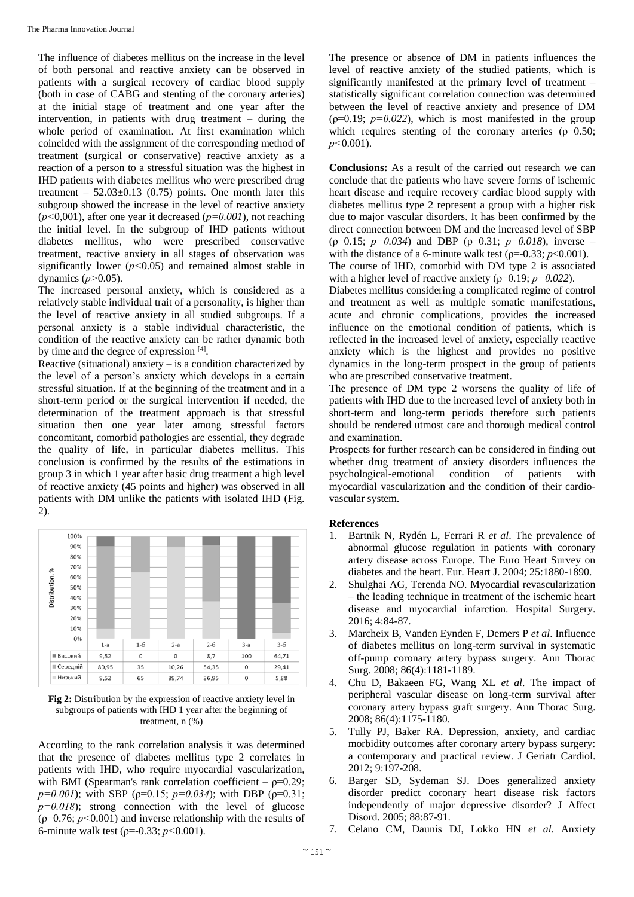The influence of diabetes mellitus on the increase in the level of both personal and reactive anxiety can be observed in patients with a surgical recovery of cardiac blood supply (both in case of CABG and stenting of the coronary arteries) at the initial stage of treatment and one year after the intervention, in patients with drug treatment – during the whole period of examination. At first examination which coincided with the assignment of the corresponding method of treatment (surgical or conservative) reactive anxiety as a reaction of a person to a stressful situation was the highest in IHD patients with diabetes mellitus who were prescribed drug treatment – 52.03±0.13 (0.75) points. One month later this subgroup showed the increase in the level of reactive anxiety ($p<0{,}001$), after one year it decreased ($p=0.001$), not reaching the initial level. In the subgroup of IHD patients without diabetes mellitus, who were prescribed conservative treatment, reactive anxiety in all stages of observation was significantly lower ($p<0.05$) and remained almost stable in dynamics ($p>0.05$).

The increased personal anxiety, which is considered as a relatively stable individual trait of a personality, is higher than the level of reactive anxiety in all studied subgroups. If a personal anxiety is a stable individual characteristic, the condition of the reactive anxiety can be rather dynamic both by time and the degree of expression [4].

Reactive (situational) anxiety – is a condition characterized by the level of a person's anxiety which develops in a certain stressful situation. If at the beginning of the treatment and in a short-term period or the surgical intervention if needed, the determination of the treatment approach is that stressful situation then one year later among stressful factors concomitant, comorbid pathologies are essential, they degrade the quality of life, in particular diabetes mellitus. This conclusion is confirmed by the results of the estimations in group 3 in which 1 year after basic drug treatment a high level of reactive anxiety (45 points and higher) was observed in all patients with DM unlike the patients with isolated IHD (Fig. 2).

| | 1-а | 1-б | 2-а | 2-б | 3-а | 3-б |
|---|---|---|---|---|---|---|
| Високий | 9,52 | 0 | 0 | 8,7 | 100 | 64,71 |
| Середній | 80,95 | 35 | 10,26 | 54,35 | 0 | 29,41 |
| Низький | 9,52 | 65 | 89,74 | 36,95 | 0 | 5,88 |

**Fig 2:** Distribution by the expression of reactive anxiety level in subgroups of patients with IHD 1 year after the beginning of treatment, n (%)

According to the rank correlation analysis it was determined that the presence of diabetes mellitus type 2 correlates in patients with IHD, who require myocardial vascularization, with BMI (Spearman's rank correlation coefficient – $\rho=0.29$; $p=0.001$); with SBP ($\rho=0.15$; $p=0.034$); with DBP ($\rho=0.31$; $p=0.018$); strong connection with the level of glucose ($\rho=0.76$; $p<0.001$) and inverse relationship with the results of 6-minute walk test ($\rho=-0.33$; $p<0.001$).

The presence or absence of DM in patients influences the level of reactive anxiety of the studied patients, which is significantly manifested at the primary level of treatment – statistically significant correlation connection was determined between the level of reactive anxiety and presence of DM ($\rho=0.19$; $p=0.022$), which is most manifested in the group which requires stenting of the coronary arteries ($\rho=0.50$; $p<0.001$).

**Conclusions:** As a result of the carried out research we can conclude that the patients who have severe forms of ischemic heart disease and require recovery cardiac blood supply with diabetes mellitus type 2 represent a group with a higher risk due to major vascular disorders. It has been confirmed by the direct connection between DM and the increased level of SBP ($\rho=0.15$; $p=0.034$) and DBP ($\rho=0.31$; $p=0.018$), inverse – with the distance of a 6-minute walk test ($\rho=-0.33$; $p<0.001$).

The course of IHD, comorbid with DM type 2 is associated with a higher level of reactive anxiety ($\rho=0.19$; $p=0.022$).

Diabetes mellitus considering a complicated regime of control and treatment as well as multiple somatic manifestations, acute and chronic complications, provides the increased influence on the emotional condition of patients, which is reflected in the increased level of anxiety, especially reactive anxiety which is the highest and provides no positive dynamics in the long-term prospect in the group of patients who are prescribed conservative treatment.

The presence of DM type 2 worsens the quality of life of patients with IHD due to the increased level of anxiety both in short-term and long-term periods therefore such patients should be rendered utmost care and thorough medical control and examination.

Prospects for further research can be considered in finding out whether drug treatment of anxiety disorders influences the psychological-emotional condition of patients with myocardial vascularization and the condition of their cardio-vascular system.

## References

1. Bartnik N, Rydén L, Ferrari R *et al*. The prevalence of abnormal glucose regulation in patients with coronary artery disease across Europe. The Euro Heart Survey on diabetes and the heart. Eur. Heart J. 2004; 25:1880-1890.
2. Shulghai AG, Terenda NO. Myocardial revascularization – the leading technique in treatment of the ischemic heart disease and myocardial infarction. Hospital Surgery. 2016; 4:84-87.
3. Marcheix B, Vanden Eynden F, Demers P *et al*. Influence of diabetes mellitus on long-term survival in systematic off-pump coronary artery bypass surgery. Ann Thorac Surg. 2008; 86(4):1181-1189.
4. Chu D, Bakaeen FG, Wang XL *et al*. The impact of peripheral vascular disease on long-term survival after coronary artery bypass graft surgery. Ann Thorac Surg. 2008; 86(4):1175-1180.
5. Tully PJ, Baker RA. Depression, anxiety, and cardiac morbidity outcomes after coronary artery bypass surgery: a contemporary and practical review. J Geriatr Cardiol. 2012; 9:197-208.
6. Barger SD, Sydeman SJ. Does generalized anxiety disorder predict coronary heart disease risk factors independently of major depressive disorder? J Affect Disord. 2005; 88:87-91.
7. Celano CM, Daunis DJ, Lokko HN *et al*. Anxiety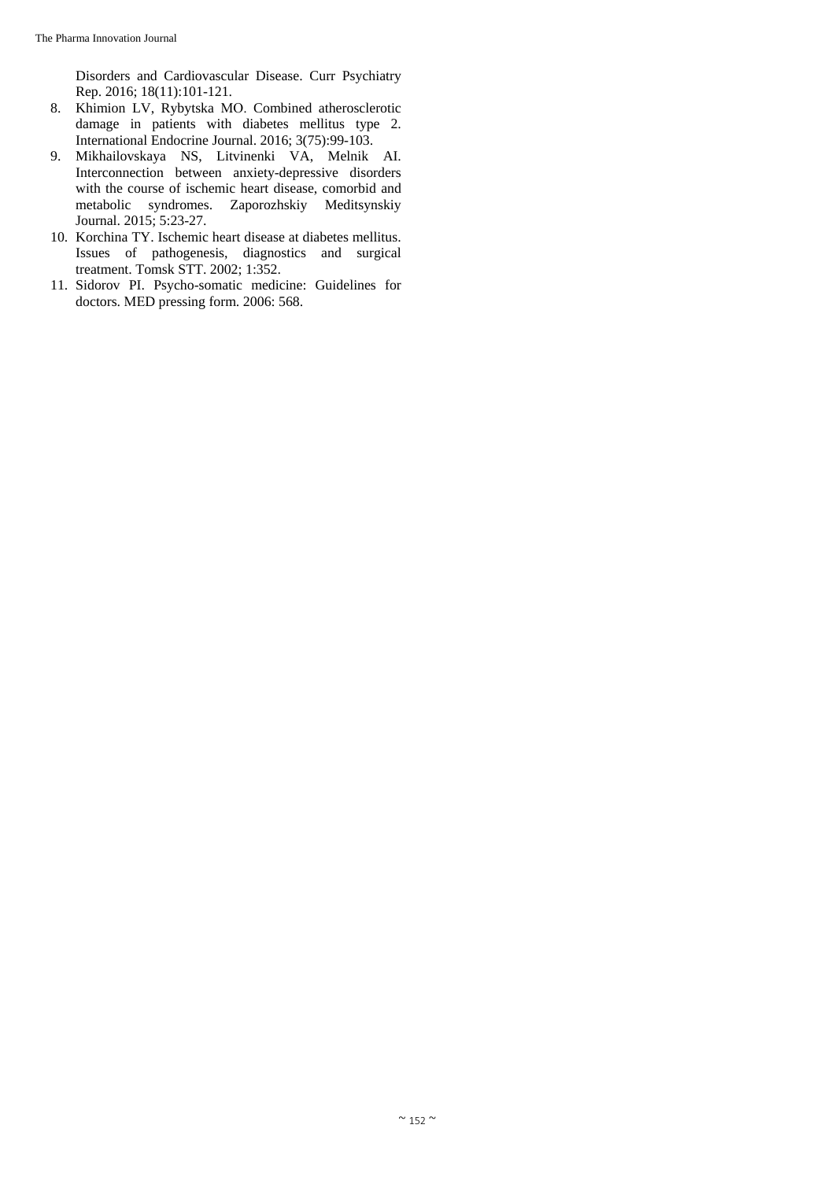Disorders and Cardiovascular Disease. Curr Psychiatry Rep. 2016; 18(11):101-121.

8. Khimion LV, Rybytska MO. Combined atherosclerotic damage in patients with diabetes mellitus type 2. International Endocrine Journal. 2016; 3(75):99-103.
9. Mikhailovskaya NS, Litvinenki VA, Melnik AI. Interconnection between anxiety-depressive disorders with the course of ischemic heart disease, comorbid and metabolic syndromes. Zaporozhskiy Meditsynskiy Journal. 2015; 5:23-27.
10. Korchina TY. Ischemic heart disease at diabetes mellitus. Issues of pathogenesis, diagnostics and surgical treatment. Tomsk STT. 2002; 1:352.
11. Sidorov PI. Psycho-somatic medicine: Guidelines for doctors. MED pressing form. 2006: 568.